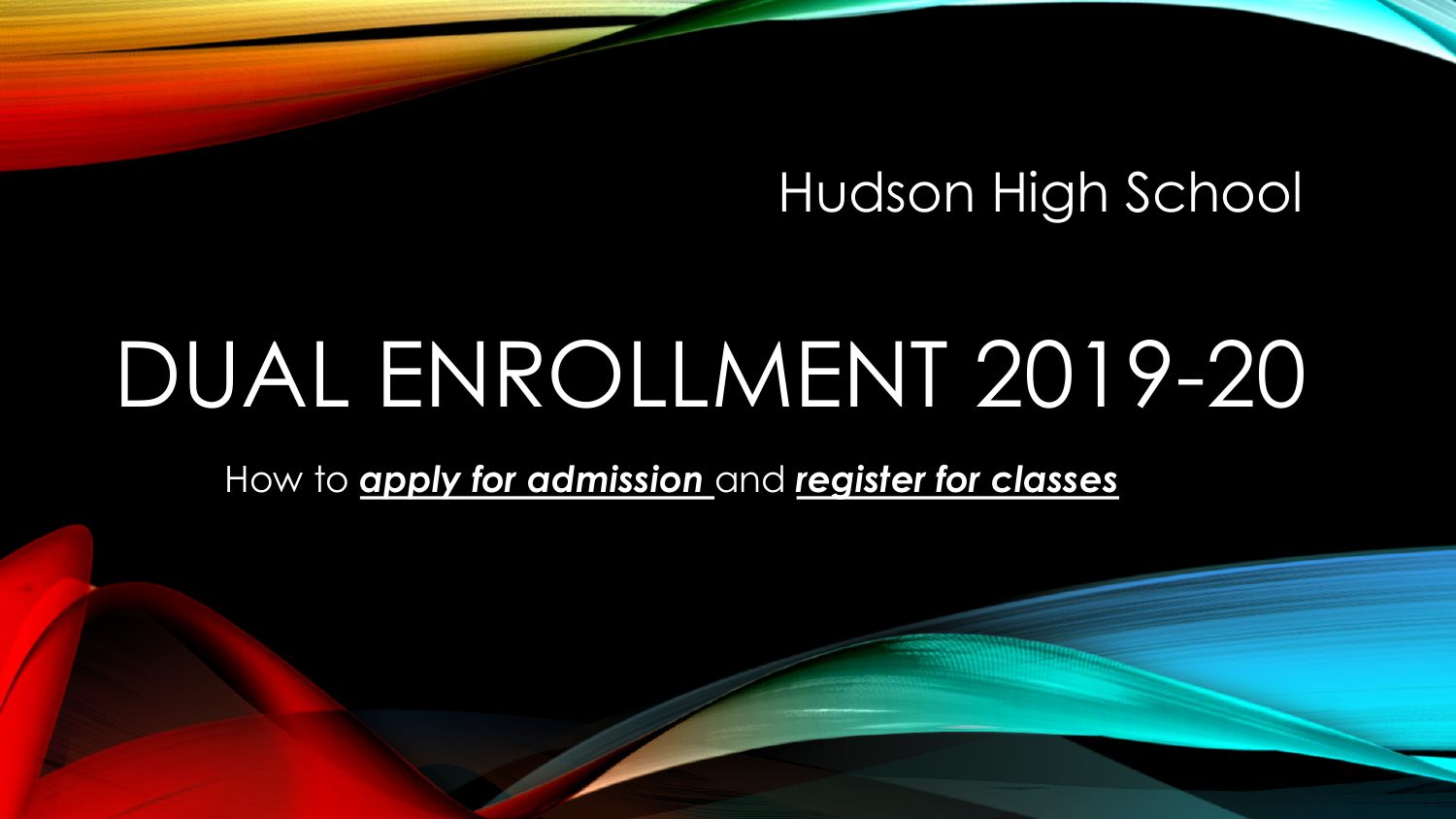Hudson High School

# DUAL ENROLLMENT 2019-20

How to ***apply for admission*** and ***register for classes***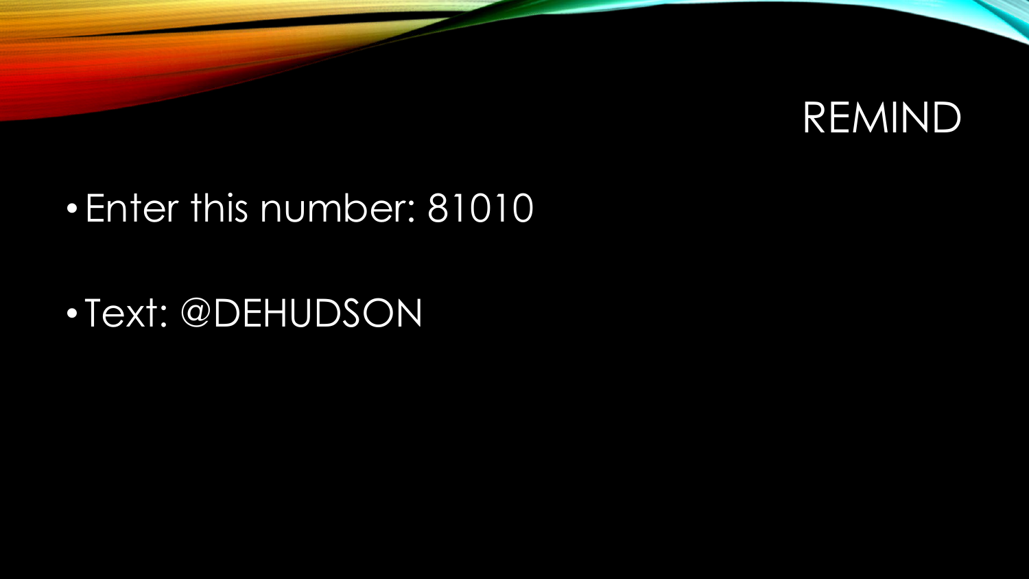# REMIND

- Enter this number: 81010
- Text: @DEHUDSON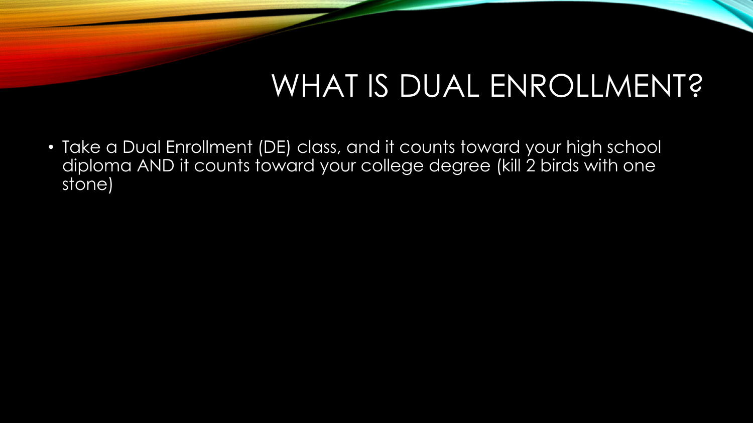# WHAT IS DUAL ENROLLMENT?

- Take a Dual Enrollment (DE) class, and it counts toward your high school diploma AND it counts toward your college degree (kill 2 birds with one stone)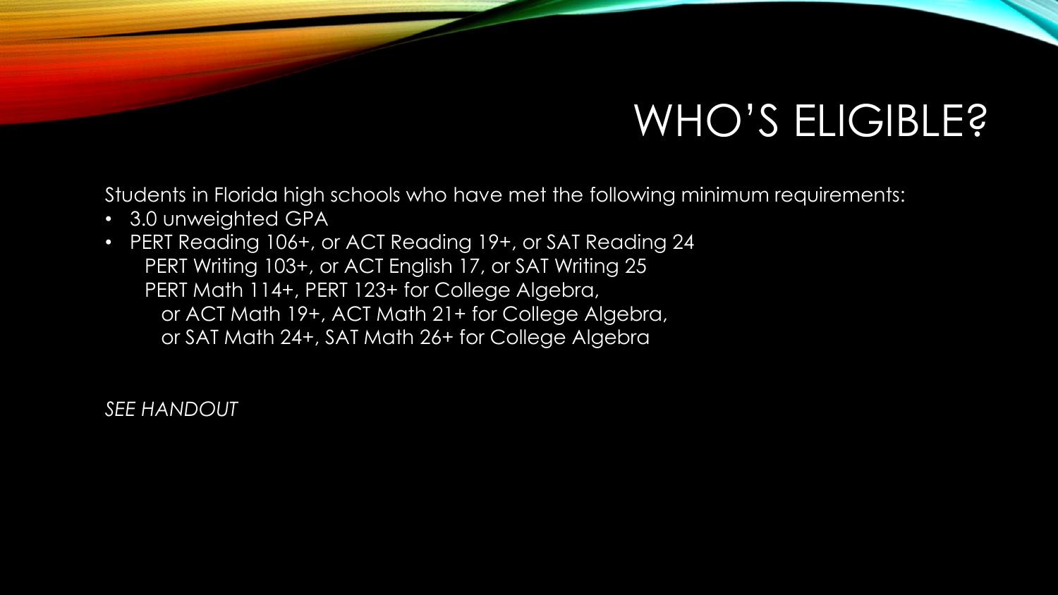# WHO'S ELIGIBLE?

Students in Florida high schools who have met the following minimum requirements:

- 3.0 unweighted GPA
- PERT Reading 106+, or ACT Reading 19+, or SAT Reading 24
  PERT Writing 103+, or ACT English 17, or SAT Writing 25
  PERT Math 114+, PERT 123+ for College Algebra,
  or ACT Math 19+, ACT Math 21+ for College Algebra,
  or SAT Math 24+, SAT Math 26+ for College Algebra

*SEE HANDOUT*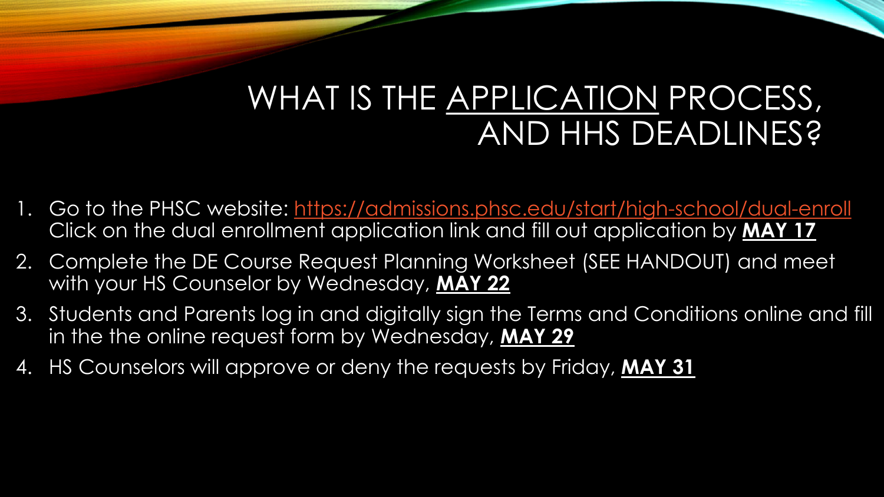# WHAT IS THE <u>APPLICATION</u> PROCESS, AND HHS DEADLINES?

1. Go to the PHSC website: https://admissions.phsc.edu/start/high-school/dual-enroll Click on the dual enrollment application link and fill out application by **<u>MAY 17</u>**
2. Complete the DE Course Request Planning Worksheet (SEE HANDOUT) and meet with your HS Counselor by Wednesday, **<u>MAY 22</u>**
3. Students and Parents log in and digitally sign the Terms and Conditions online and fill in the the online request form by Wednesday, **<u>MAY 29</u>**
4. HS Counselors will approve or deny the requests by Friday, **<u>MAY 31</u>**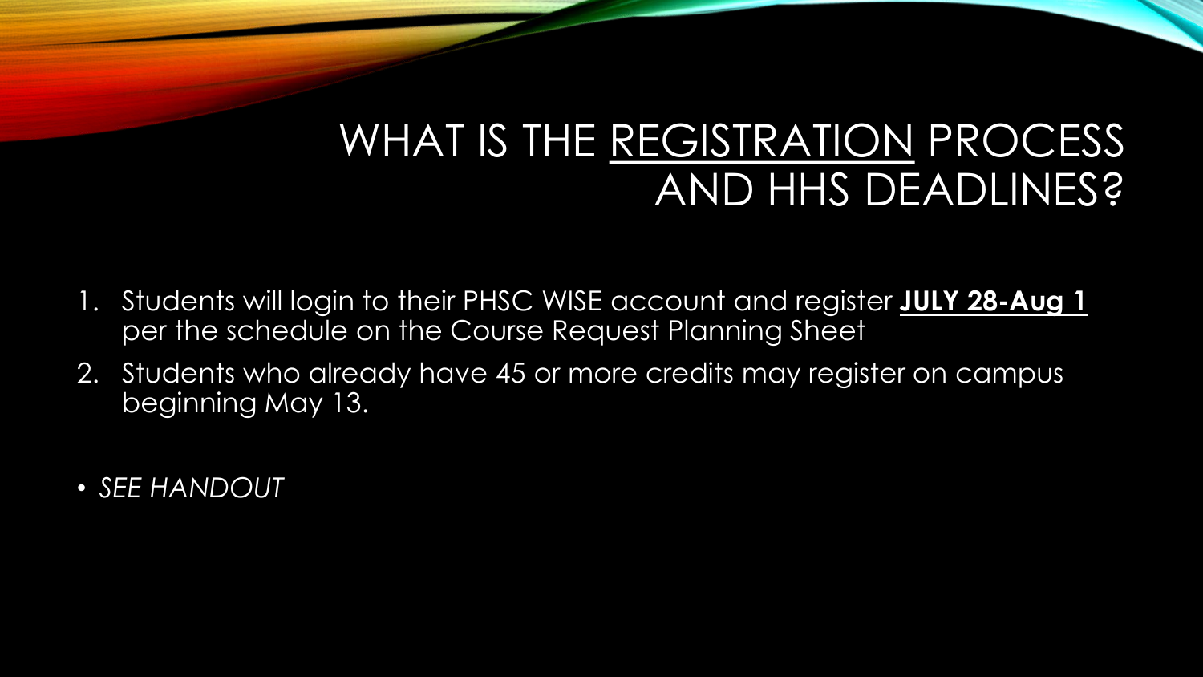# WHAT IS THE REGISTRATION PROCESS AND HHS DEADLINES?

1. Students will login to their PHSC WISE account and register **JULY 28-Aug 1** per the schedule on the Course Request Planning Sheet
2. Students who already have 45 or more credits may register on campus beginning May 13.

- *SEE HANDOUT*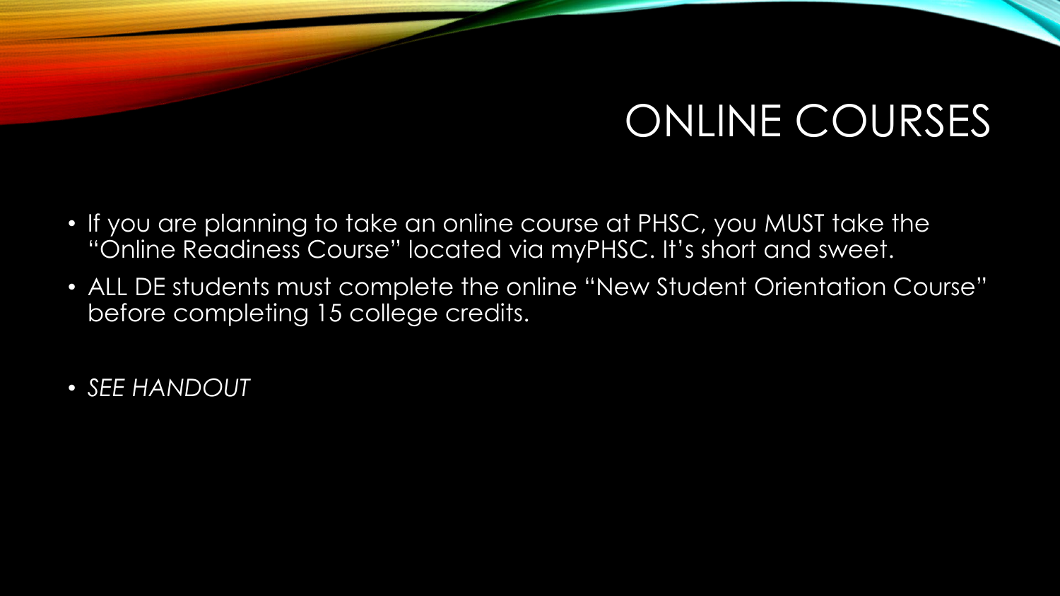# ONLINE COURSES

- If you are planning to take an online course at PHSC, you MUST take the "Online Readiness Course" located via myPHSC. It's short and sweet.
- ALL DE students must complete the online "New Student Orientation Course" before completing 15 college credits.
- *SEE HANDOUT*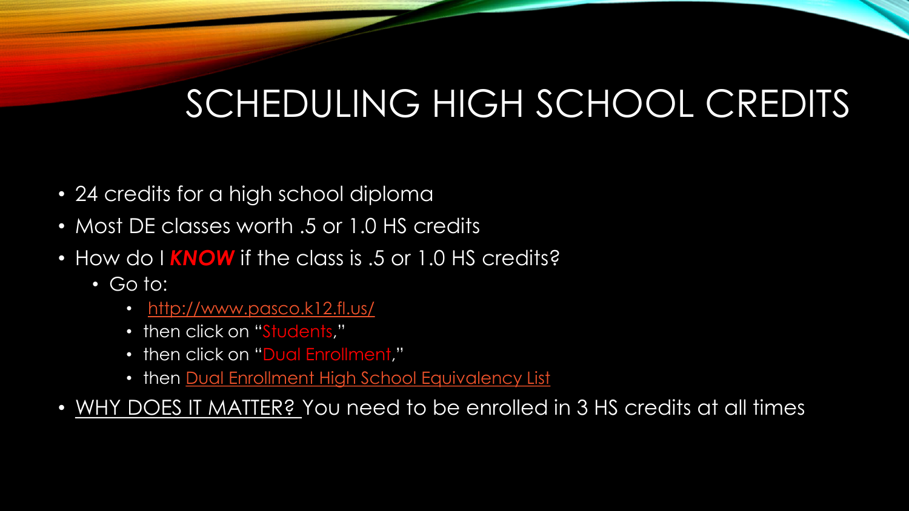# SCHEDULING HIGH SCHOOL CREDITS

- 24 credits for a high school diploma
- Most DE classes worth .5 or 1.0 HS credits
- How do I ***KNOW*** if the class is .5 or 1.0 HS credits?
  - Go to:
    - [http://www.pasco.k12.fl.us/](http://www.pasco.k12.fl.us/)
    - then click on "Students,"
    - then click on "Dual Enrollment,"
    - then Dual Enrollment High School Equivalency List
- WHY DOES IT MATTER? You need to be enrolled in 3 HS credits at all times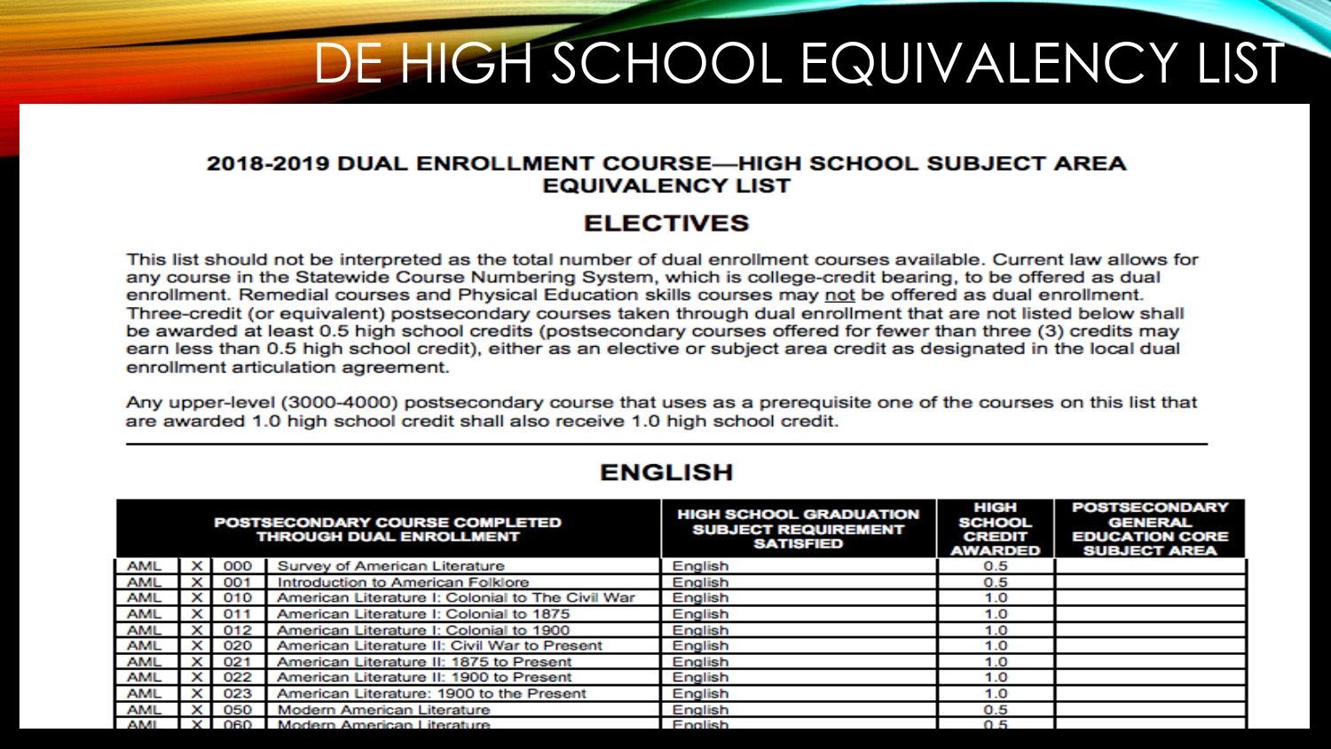# DE HIGH SCHOOL EQUIVALENCY LIST

## 2018-2019 DUAL ENROLLMENT COURSE—HIGH SCHOOL SUBJECT AREA EQUIVALENCY LIST

## ELECTIVES

This list should not be interpreted as the total number of dual enrollment courses available. Current law allows for any course in the Statewide Course Numbering System, which is college-credit bearing, to be offered as dual enrollment. Remedial courses and Physical Education skills courses may not be offered as dual enrollment. Three-credit (or equivalent) postsecondary courses taken through dual enrollment that are not listed below shall be awarded at least 0.5 high school credits (postsecondary courses offered for fewer than three (3) credits may earn less than 0.5 high school credit), either as an elective or subject area credit as designated in the local dual enrollment articulation agreement.

Any upper-level (3000-4000) postsecondary course that uses as a prerequisite one of the courses on this list that are awarded 1.0 high school credit shall also receive 1.0 high school credit.

## ENGLISH

| POSTSECONDARY COURSE COMPLETED THROUGH DUAL ENROLLMENT | | | | HIGH SCHOOL GRADUATION SUBJECT REQUIREMENT SATISFIED | HIGH SCHOOL CREDIT AWARDED | POSTSECONDARY GENERAL EDUCATION CORE SUBJECT AREA |
|---|---|---|---|---|---|---|
| AML | X | 000 | Survey of American Literature | English | 0.5 | |
| AML | X | 001 | Introduction to American Folklore | English | 0.5 | |
| AML | X | 010 | American Literature I: Colonial to The Civil War | English | 1.0 | |
| AML | X | 011 | American Literature I: Colonial to 1875 | English | 1.0 | |
| AML | X | 012 | American Literature I: Colonial to 1900 | English | 1.0 | |
| AML | X | 020 | American Literature II: Civil War to Present | English | 1.0 | |
| AML | X | 021 | American Literature II: 1875 to Present | English | 1.0 | |
| AML | X | 022 | American Literature II: 1900 to Present | English | 1.0 | |
| AML | X | 023 | American Literature: 1900 to the Present | English | 1.0 | |
| AML | X | 050 | Modern American Literature | English | 0.5 | |
| AML | X | 060 | Modern American Literature | English | 0.5 | |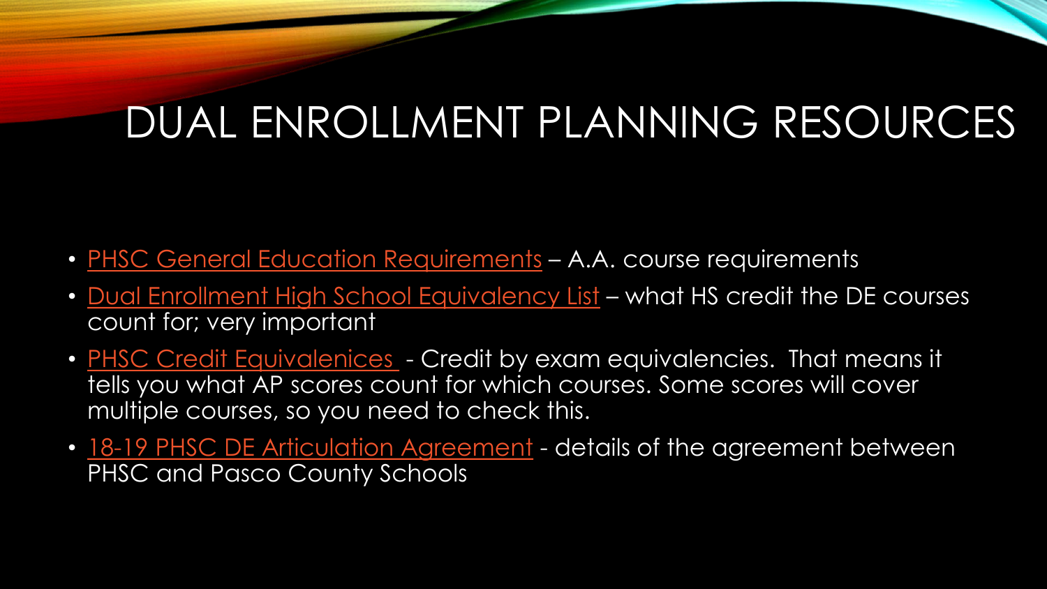# DUAL ENROLLMENT PLANNING RESOURCES

- PHSC General Education Requirements – A.A. course requirements
- Dual Enrollment High School Equivalency List – what HS credit the DE courses count for; very important
- PHSC Credit Equivalenices - Credit by exam equivalencies. That means it tells you what AP scores count for which courses. Some scores will cover multiple courses, so you need to check this.
- 18-19 PHSC DE Articulation Agreement - details of the agreement between PHSC and Pasco County Schools